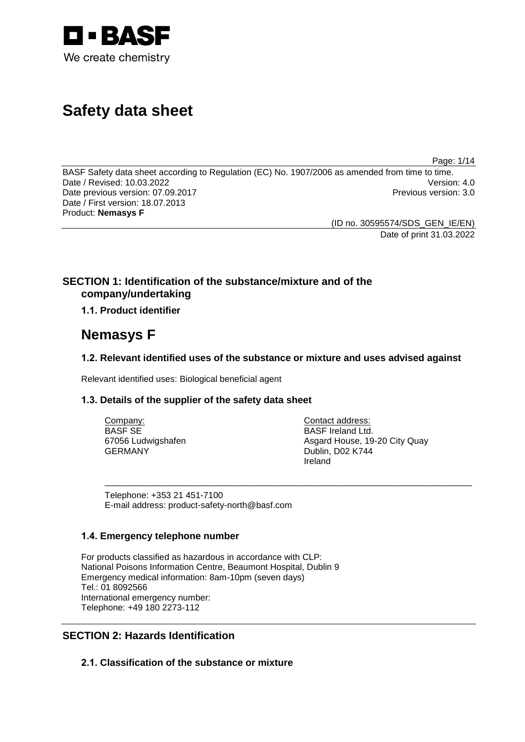BASF

We create chemistry

# Safety data sheet

BASF Safety data sheet according to Regulation (EC) No. 1907/2006 as amended from time to time.
Date / Revised: 10.03.2022 Version: 4.0
Date previous version: 07.09.2017 Previous version: 3.0
Date / First version: 18.07.2013
Product: **Nemasys F**

(ID no. 30595574/SDS_GEN_IE/EN)
Date of print 31.03.2022

## SECTION 1: Identification of the substance/mixture and of the company/undertaking

### 1.1. Product identifier

# Nemasys F

### 1.2. Relevant identified uses of the substance or mixture and uses advised against

Relevant identified uses: Biological beneficial agent

### 1.3. Details of the supplier of the safety data sheet

Company:
BASF SE
67056 Ludwigshafen
GERMANY

Contact address:
BASF Ireland Ltd.
Asgard House, 19-20 City Quay
Dublin, D02 K744
Ireland

Telephone: +353 21 451-7100
E-mail address: product-safety-north@basf.com

### 1.4. Emergency telephone number

For products classified as hazardous in accordance with CLP:
National Poisons Information Centre, Beaumont Hospital, Dublin 9
Emergency medical information: 8am-10pm (seven days)
Tel.: 01 8092566
International emergency number:
Telephone: +49 180 2273-112

## SECTION 2: Hazards Identification

### 2.1. Classification of the substance or mixture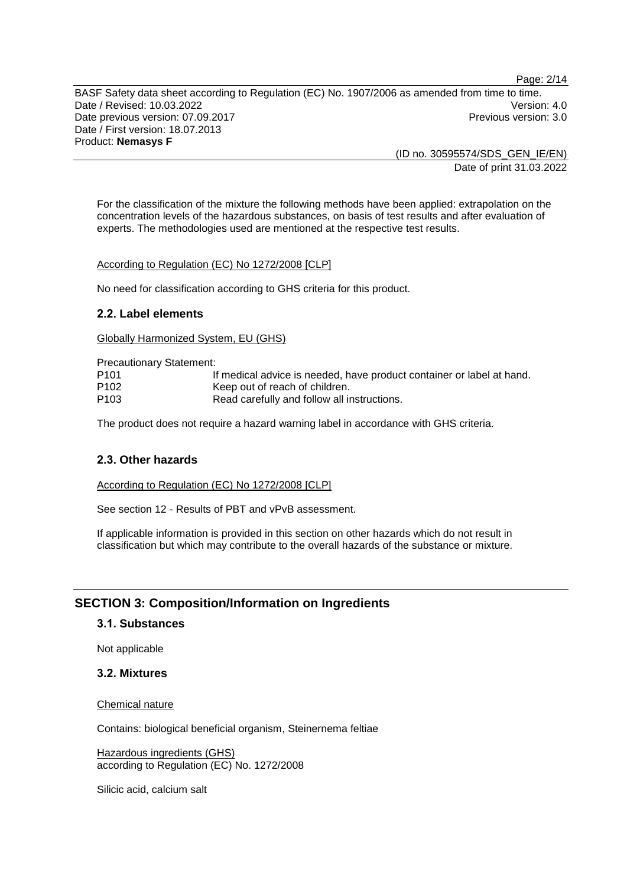For the classification of the mixture the following methods have been applied: extrapolation on the concentration levels of the hazardous substances, on basis of test results and after evaluation of experts. The methodologies used are mentioned at the respective test results.

According to Regulation (EC) No 1272/2008 [CLP]

No need for classification according to GHS criteria for this product.

### 2.2. Label elements

Globally Harmonized System, EU (GHS)

Precautionary Statement:

| | |
|---|---|
| P101 | If medical advice is needed, have product container or label at hand. |
| P102 | Keep out of reach of children. |
| P103 | Read carefully and follow all instructions. |

The product does not require a hazard warning label in accordance with GHS criteria.

### 2.3. Other hazards

According to Regulation (EC) No 1272/2008 [CLP]

See section 12 - Results of PBT and vPvB assessment.

If applicable information is provided in this section on other hazards which do not result in classification but which may contribute to the overall hazards of the substance or mixture.

## SECTION 3: Composition/Information on Ingredients

### 3.1. Substances

Not applicable

### 3.2. Mixtures

Chemical nature

Contains: biological beneficial organism, Steinernema feltiae

Hazardous ingredients (GHS)
according to Regulation (EC) No. 1272/2008

Silicic acid, calcium salt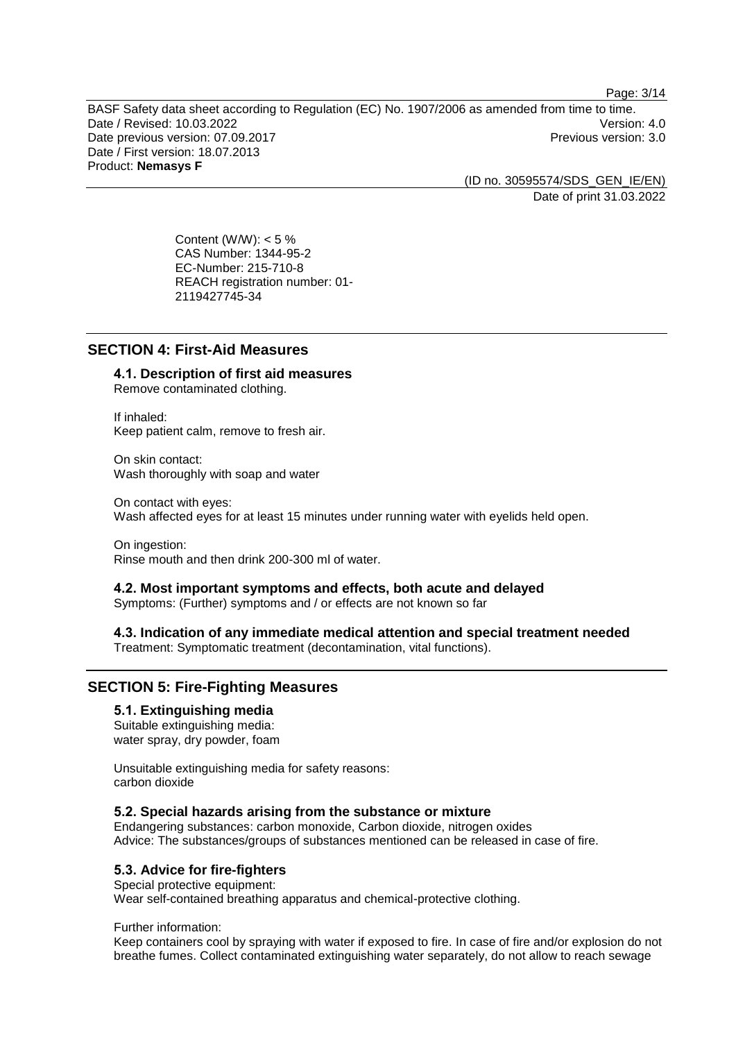Content (W/W): < 5 %
CAS Number: 1344-95-2
EC-Number: 215-710-8
REACH registration number: 01-2119427745-34

## SECTION 4: First-Aid Measures

### 4.1. Description of first aid measures

Remove contaminated clothing.

If inhaled:
Keep patient calm, remove to fresh air.

On skin contact:
Wash thoroughly with soap and water

On contact with eyes:
Wash affected eyes for at least 15 minutes under running water with eyelids held open.

On ingestion:
Rinse mouth and then drink 200-300 ml of water.

### 4.2. Most important symptoms and effects, both acute and delayed

Symptoms: (Further) symptoms and / or effects are not known so far

### 4.3. Indication of any immediate medical attention and special treatment needed

Treatment: Symptomatic treatment (decontamination, vital functions).

## SECTION 5: Fire-Fighting Measures

### 5.1. Extinguishing media

Suitable extinguishing media:
water spray, dry powder, foam

Unsuitable extinguishing media for safety reasons:
carbon dioxide

### 5.2. Special hazards arising from the substance or mixture

Endangering substances: carbon monoxide, Carbon dioxide, nitrogen oxides
Advice: The substances/groups of substances mentioned can be released in case of fire.

### 5.3. Advice for fire-fighters

Special protective equipment:
Wear self-contained breathing apparatus and chemical-protective clothing.

Further information:
Keep containers cool by spraying with water if exposed to fire. In case of fire and/or explosion do not breathe fumes. Collect contaminated extinguishing water separately, do not allow to reach sewage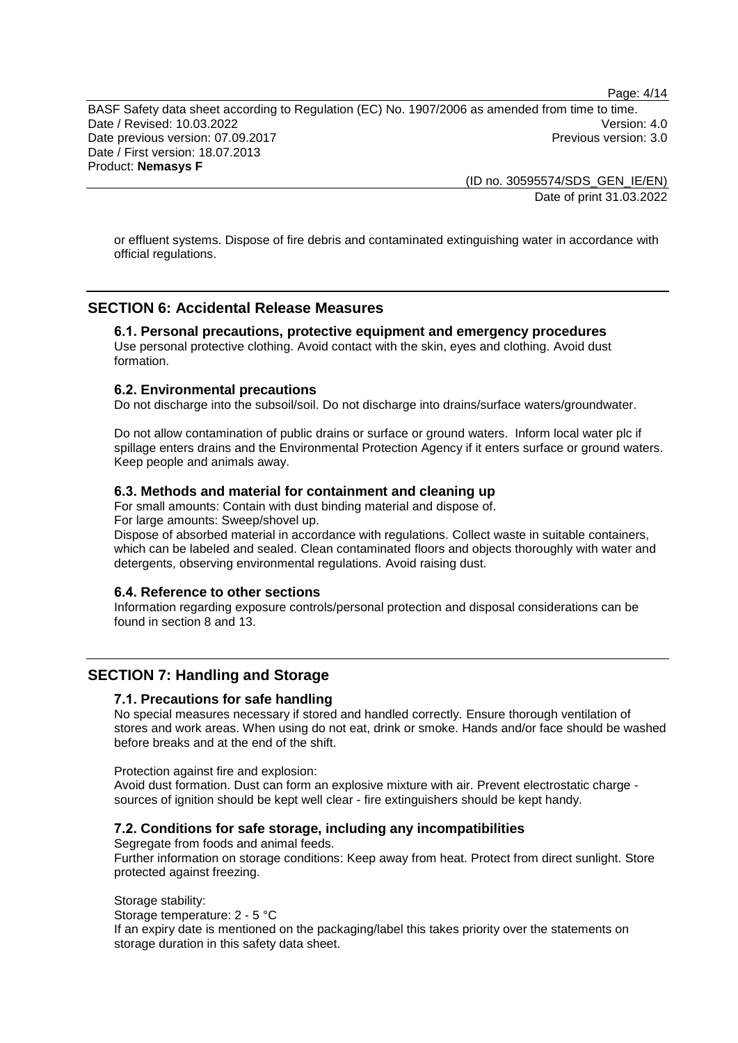or effluent systems. Dispose of fire debris and contaminated extinguishing water in accordance with official regulations.

## SECTION 6: Accidental Release Measures

### 6.1. Personal precautions, protective equipment and emergency procedures

Use personal protective clothing. Avoid contact with the skin, eyes and clothing. Avoid dust formation.

### 6.2. Environmental precautions

Do not discharge into the subsoil/soil. Do not discharge into drains/surface waters/groundwater.

Do not allow contamination of public drains or surface or ground waters. Inform local water plc if spillage enters drains and the Environmental Protection Agency if it enters surface or ground waters. Keep people and animals away.

### 6.3. Methods and material for containment and cleaning up

For small amounts: Contain with dust binding material and dispose of.
For large amounts: Sweep/shovel up.
Dispose of absorbed material in accordance with regulations. Collect waste in suitable containers, which can be labeled and sealed. Clean contaminated floors and objects thoroughly with water and detergents, observing environmental regulations. Avoid raising dust.

### 6.4. Reference to other sections

Information regarding exposure controls/personal protection and disposal considerations can be found in section 8 and 13.

## SECTION 7: Handling and Storage

### 7.1. Precautions for safe handling

No special measures necessary if stored and handled correctly. Ensure thorough ventilation of stores and work areas. When using do not eat, drink or smoke. Hands and/or face should be washed before breaks and at the end of the shift.

Protection against fire and explosion:
Avoid dust formation. Dust can form an explosive mixture with air. Prevent electrostatic charge - sources of ignition should be kept well clear - fire extinguishers should be kept handy.

### 7.2. Conditions for safe storage, including any incompatibilities

Segregate from foods and animal feeds.
Further information on storage conditions: Keep away from heat. Protect from direct sunlight. Store protected against freezing.

Storage stability:
Storage temperature: 2 - 5 °C
If an expiry date is mentioned on the packaging/label this takes priority over the statements on storage duration in this safety data sheet.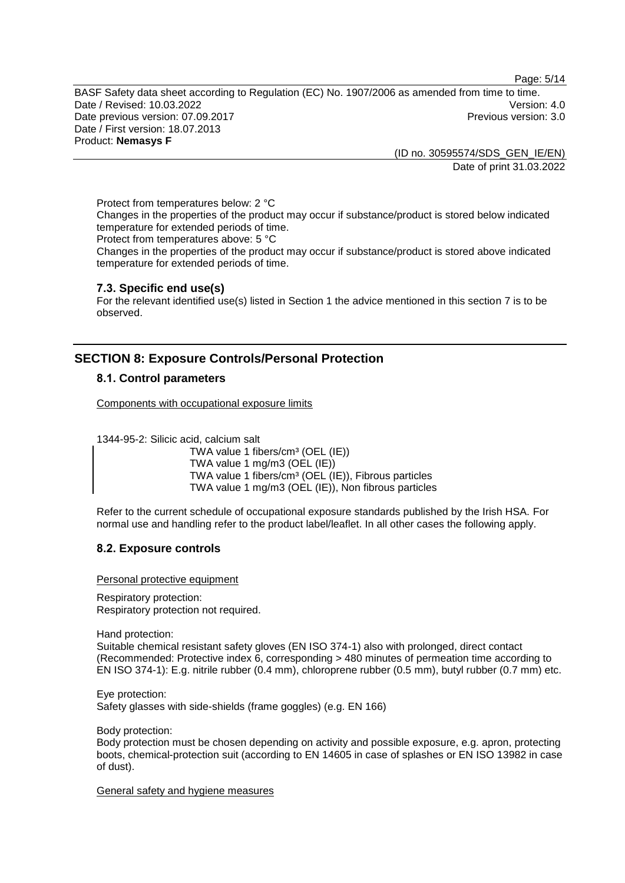Protect from temperatures below: 2 °C

Changes in the properties of the product may occur if substance/product is stored below indicated temperature for extended periods of time.

Protect from temperatures above: 5 °C

Changes in the properties of the product may occur if substance/product is stored above indicated temperature for extended periods of time.

### 7.3. Specific end use(s)

For the relevant identified use(s) listed in Section 1 the advice mentioned in this section 7 is to be observed.

## SECTION 8: Exposure Controls/Personal Protection

### 8.1. Control parameters

Components with occupational exposure limits

1344-95-2: Silicic acid, calcium salt

TWA value 1 fibers/cm³ (OEL (IE))
TWA value 1 mg/m3 (OEL (IE))
TWA value 1 fibers/cm³ (OEL (IE)), Fibrous particles
TWA value 1 mg/m3 (OEL (IE)), Non fibrous particles

Refer to the current schedule of occupational exposure standards published by the Irish HSA. For normal use and handling refer to the product label/leaflet. In all other cases the following apply.

### 8.2. Exposure controls

Personal protective equipment

Respiratory protection:
Respiratory protection not required.

Hand protection:
Suitable chemical resistant safety gloves (EN ISO 374-1) also with prolonged, direct contact (Recommended: Protective index 6, corresponding > 480 minutes of permeation time according to EN ISO 374-1): E.g. nitrile rubber (0.4 mm), chloroprene rubber (0.5 mm), butyl rubber (0.7 mm) etc.

Eye protection:
Safety glasses with side-shields (frame goggles) (e.g. EN 166)

Body protection:
Body protection must be chosen depending on activity and possible exposure, e.g. apron, protecting boots, chemical-protection suit (according to EN 14605 in case of splashes or EN ISO 13982 in case of dust).

General safety and hygiene measures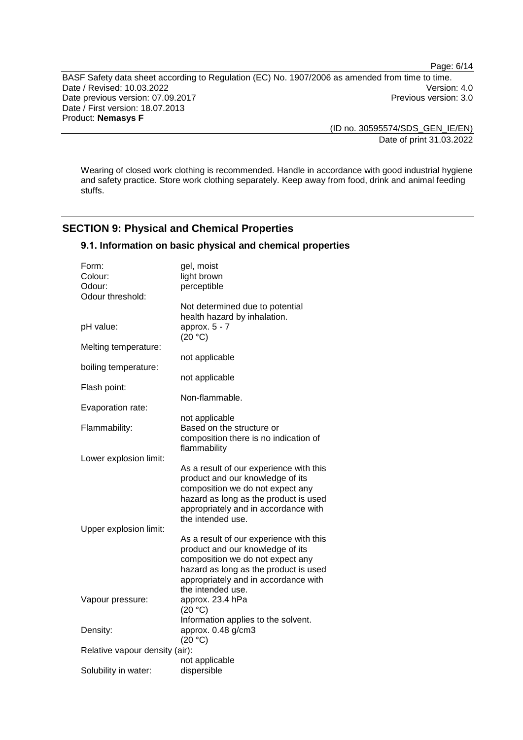Wearing of closed work clothing is recommended. Handle in accordance with good industrial hygiene and safety practice. Store work clothing separately. Keep away from food, drink and animal feeding stuffs.

## SECTION 9: Physical and Chemical Properties

### 9.1. Information on basic physical and chemical properties

| | |
|---|---|
| Form: | gel, moist |
| Colour: | light brown |
| Odour: | perceptible |
| Odour threshold: | Not determined due to potential health hazard by inhalation. |
| pH value: | approx. 5 - 7 (20 °C) |
| Melting temperature: | not applicable |
| boiling temperature: | not applicable |
| Flash point: | Non-flammable. |
| Evaporation rate: | not applicable |
| Flammability: | Based on the structure or composition there is no indication of flammability |
| Lower explosion limit: | As a result of our experience with this product and our knowledge of its composition we do not expect any hazard as long as the product is used appropriately and in accordance with the intended use. |
| Upper explosion limit: | As a result of our experience with this product and our knowledge of its composition we do not expect any hazard as long as the product is used appropriately and in accordance with the intended use. |
| Vapour pressure: | approx. 23.4 hPa (20 °C) Information applies to the solvent. |
| Density: | approx. 0.48 g/cm3 (20 °C) |
| Relative vapour density (air): | not applicable |
| Solubility in water: | dispersible |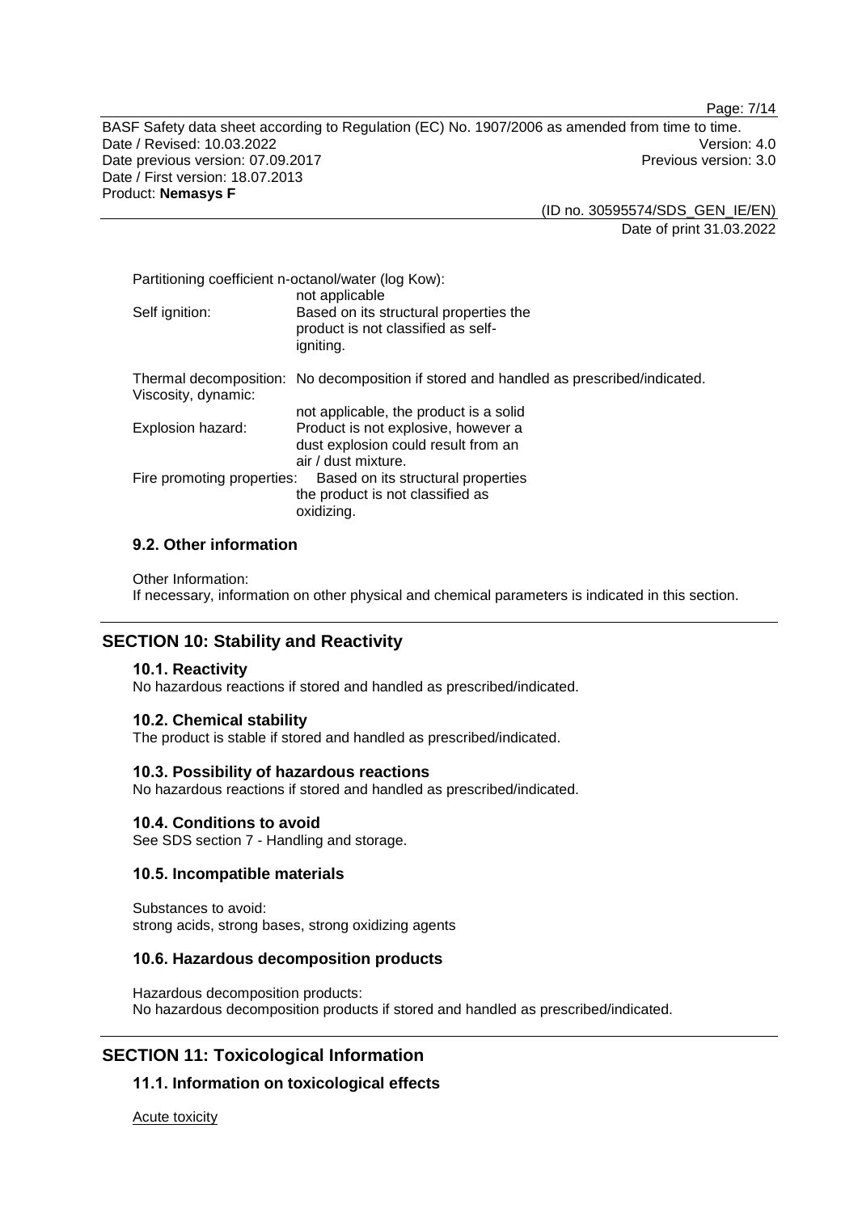Partitioning coefficient n-octanol/water (log Kow):
not applicable

Self ignition: Based on its structural properties the product is not classified as self-igniting.

Thermal decomposition: No decomposition if stored and handled as prescribed/indicated.

Viscosity, dynamic:
not applicable, the product is a solid

Explosion hazard: Product is not explosive, however a dust explosion could result from an air / dust mixture.

Fire promoting properties: Based on its structural properties the product is not classified as oxidizing.

### 9.2. Other information

Other Information:
If necessary, information on other physical and chemical parameters is indicated in this section.

## SECTION 10: Stability and Reactivity

### 10.1. Reactivity

No hazardous reactions if stored and handled as prescribed/indicated.

### 10.2. Chemical stability

The product is stable if stored and handled as prescribed/indicated.

### 10.3. Possibility of hazardous reactions

No hazardous reactions if stored and handled as prescribed/indicated.

### 10.4. Conditions to avoid

See SDS section 7 - Handling and storage.

### 10.5. Incompatible materials

Substances to avoid:
strong acids, strong bases, strong oxidizing agents

### 10.6. Hazardous decomposition products

Hazardous decomposition products:
No hazardous decomposition products if stored and handled as prescribed/indicated.

## SECTION 11: Toxicological Information

### 11.1. Information on toxicological effects

Acute toxicity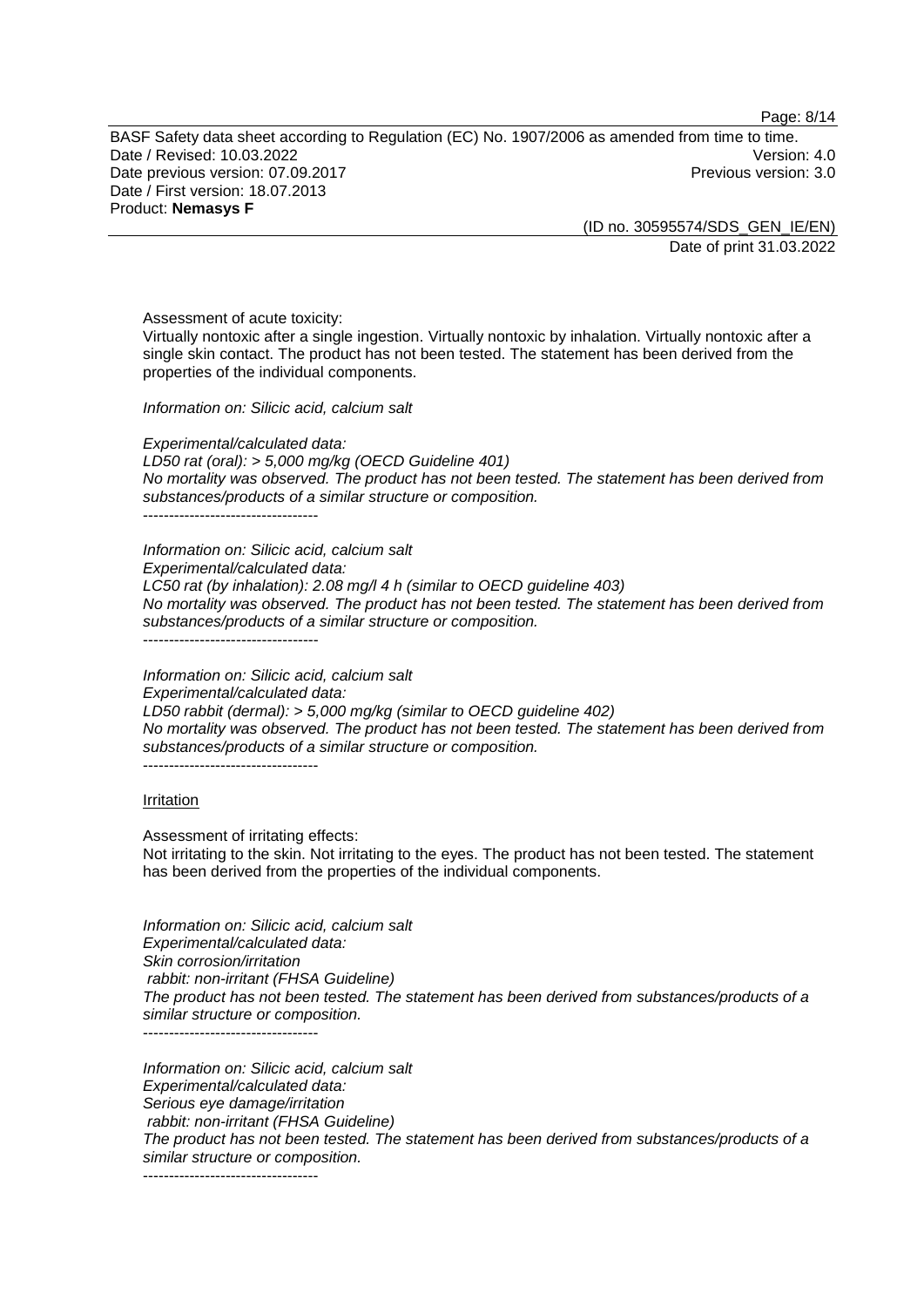Assessment of acute toxicity:
Virtually nontoxic after a single ingestion. Virtually nontoxic by inhalation. Virtually nontoxic after a single skin contact. The product has not been tested. The statement has been derived from the properties of the individual components.

*Information on: Silicic acid, calcium salt*

*Experimental/calculated data:*
*LD50 rat (oral): > 5,000 mg/kg (OECD Guideline 401)*
*No mortality was observed. The product has not been tested. The statement has been derived from substances/products of a similar structure or composition.*
----------------------------------

*Information on: Silicic acid, calcium salt*
*Experimental/calculated data:*
*LC50 rat (by inhalation): 2.08 mg/l 4 h (similar to OECD guideline 403)*
*No mortality was observed. The product has not been tested. The statement has been derived from substances/products of a similar structure or composition.*
----------------------------------

*Information on: Silicic acid, calcium salt*
*Experimental/calculated data:*
*LD50 rabbit (dermal): > 5,000 mg/kg (similar to OECD guideline 402)*
*No mortality was observed. The product has not been tested. The statement has been derived from substances/products of a similar structure or composition.*
----------------------------------

Irritation

Assessment of irritating effects:
Not irritating to the skin. Not irritating to the eyes. The product has not been tested. The statement has been derived from the properties of the individual components.

*Information on: Silicic acid, calcium salt*
*Experimental/calculated data:*
*Skin corrosion/irritation*
*rabbit: non-irritant (FHSA Guideline)*
*The product has not been tested. The statement has been derived from substances/products of a similar structure or composition.*
----------------------------------

*Information on: Silicic acid, calcium salt*
*Experimental/calculated data:*
*Serious eye damage/irritation*
*rabbit: non-irritant (FHSA Guideline)*
*The product has not been tested. The statement has been derived from substances/products of a similar structure or composition.*
----------------------------------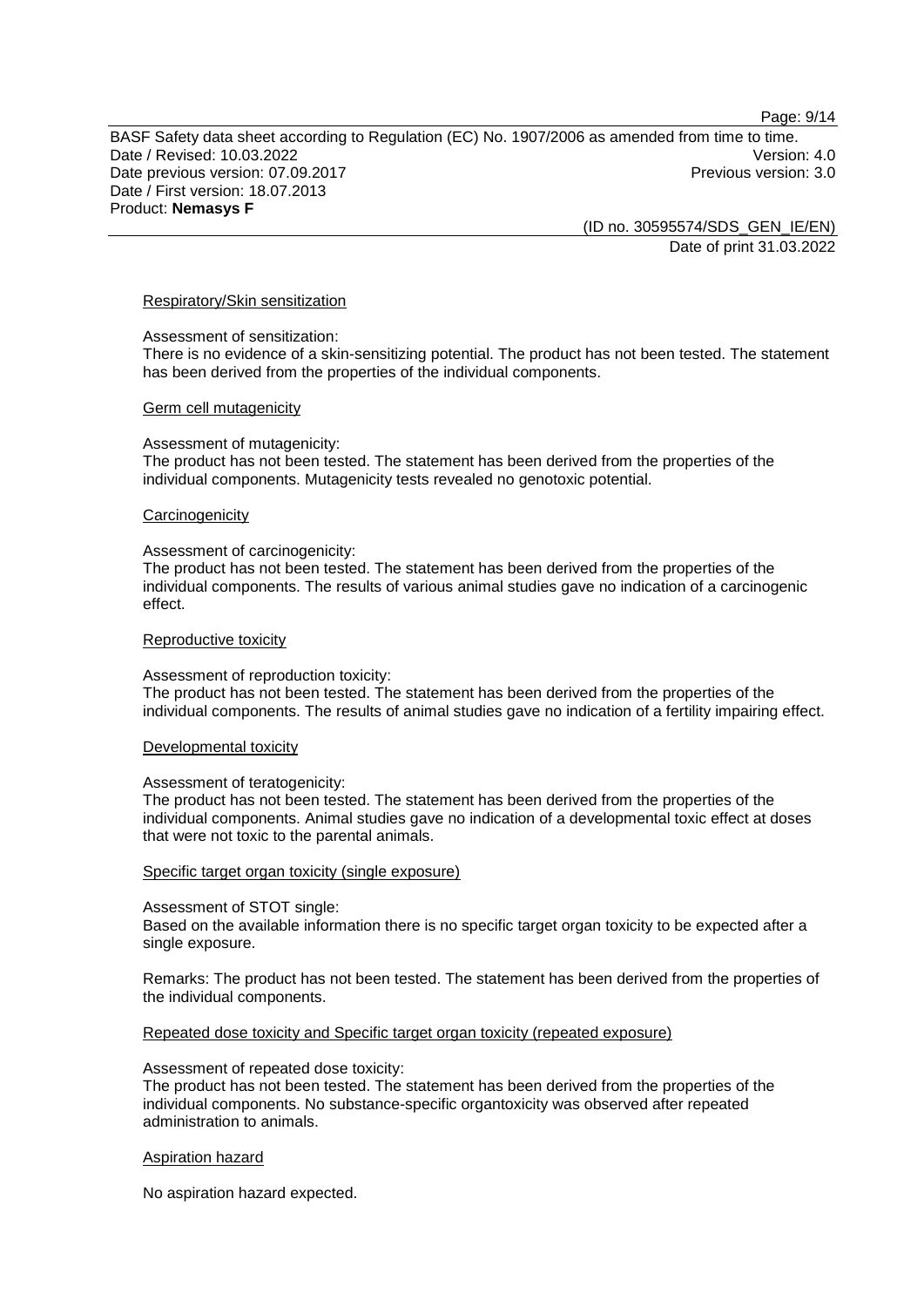#### Respiratory/Skin sensitization

Assessment of sensitization:
There is no evidence of a skin-sensitizing potential. The product has not been tested. The statement has been derived from the properties of the individual components.

#### Germ cell mutagenicity

Assessment of mutagenicity:
The product has not been tested. The statement has been derived from the properties of the individual components. Mutagenicity tests revealed no genotoxic potential.

#### Carcinogenicity

Assessment of carcinogenicity:
The product has not been tested. The statement has been derived from the properties of the individual components. The results of various animal studies gave no indication of a carcinogenic effect.

#### Reproductive toxicity

Assessment of reproduction toxicity:
The product has not been tested. The statement has been derived from the properties of the individual components. The results of animal studies gave no indication of a fertility impairing effect.

#### Developmental toxicity

Assessment of teratogenicity:
The product has not been tested. The statement has been derived from the properties of the individual components. Animal studies gave no indication of a developmental toxic effect at doses that were not toxic to the parental animals.

#### Specific target organ toxicity (single exposure)

Assessment of STOT single:
Based on the available information there is no specific target organ toxicity to be expected after a single exposure.

Remarks: The product has not been tested. The statement has been derived from the properties of the individual components.

#### Repeated dose toxicity and Specific target organ toxicity (repeated exposure)

Assessment of repeated dose toxicity:
The product has not been tested. The statement has been derived from the properties of the individual components. No substance-specific organtoxicity was observed after repeated administration to animals.

#### Aspiration hazard

No aspiration hazard expected.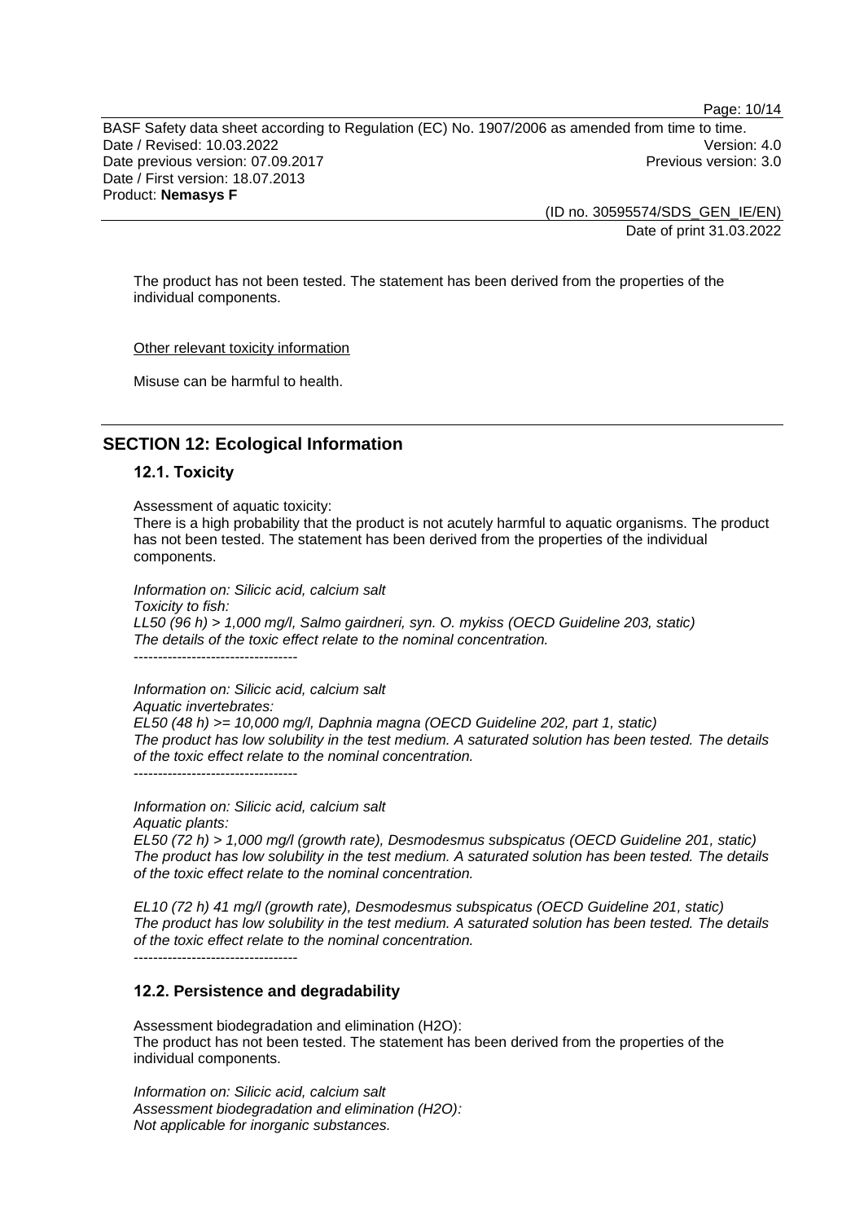The product has not been tested. The statement has been derived from the properties of the individual components.

Other relevant toxicity information

Misuse can be harmful to health.

## SECTION 12: Ecological Information

### 12.1. Toxicity

Assessment of aquatic toxicity:
There is a high probability that the product is not acutely harmful to aquatic organisms. The product has not been tested. The statement has been derived from the properties of the individual components.

*Information on: Silicic acid, calcium salt*
*Toxicity to fish:*
*LL50 (96 h) > 1,000 mg/l, Salmo gairdneri, syn. O. mykiss (OECD Guideline 203, static)*
*The details of the toxic effect relate to the nominal concentration.*
----------------------------------

*Information on: Silicic acid, calcium salt*
*Aquatic invertebrates:*
*EL50 (48 h) >= 10,000 mg/l, Daphnia magna (OECD Guideline 202, part 1, static)*
*The product has low solubility in the test medium. A saturated solution has been tested. The details of the toxic effect relate to the nominal concentration.*
----------------------------------

*Information on: Silicic acid, calcium salt*
*Aquatic plants:*
*EL50 (72 h) > 1,000 mg/l (growth rate), Desmodesmus subspicatus (OECD Guideline 201, static)*
*The product has low solubility in the test medium. A saturated solution has been tested. The details of the toxic effect relate to the nominal concentration.*

*EL10 (72 h) 41 mg/l (growth rate), Desmodesmus subspicatus (OECD Guideline 201, static)*
*The product has low solubility in the test medium. A saturated solution has been tested. The details of the toxic effect relate to the nominal concentration.*
----------------------------------

### 12.2. Persistence and degradability

Assessment biodegradation and elimination ($H_2O$):
The product has not been tested. The statement has been derived from the properties of the individual components.

*Information on: Silicic acid, calcium salt*
*Assessment biodegradation and elimination ($H_2O$):*
*Not applicable for inorganic substances.*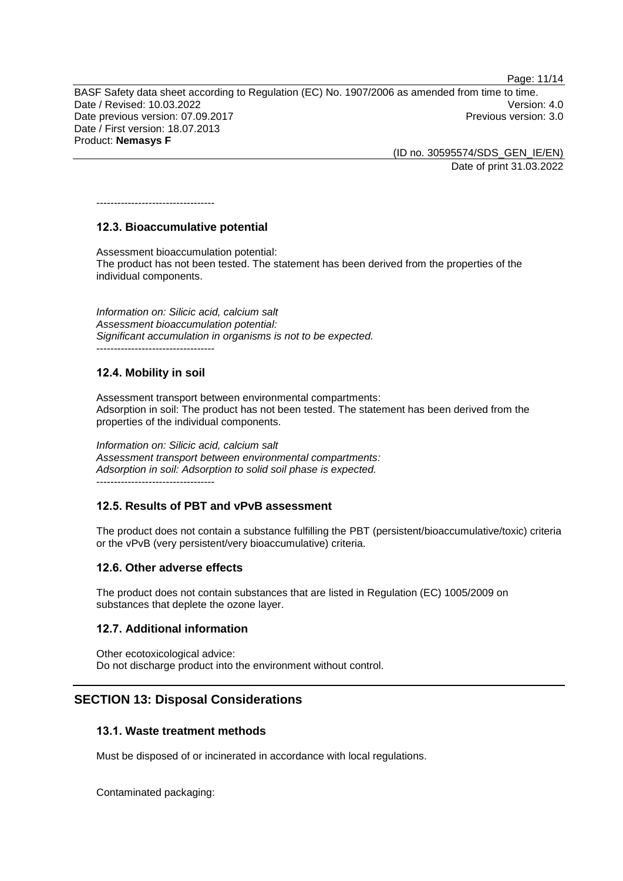----------------------------------

### 12.3. Bioaccumulative potential

Assessment bioaccumulation potential:
The product has not been tested. The statement has been derived from the properties of the individual components.

*Information on: Silicic acid, calcium salt*
*Assessment bioaccumulation potential:*
*Significant accumulation in organisms is not to be expected.*

----------------------------------

### 12.4. Mobility in soil

Assessment transport between environmental compartments:
Adsorption in soil: The product has not been tested. The statement has been derived from the properties of the individual components.

*Information on: Silicic acid, calcium salt*
*Assessment transport between environmental compartments:*
*Adsorption in soil: Adsorption to solid soil phase is expected.*

----------------------------------

### 12.5. Results of PBT and vPvB assessment

The product does not contain a substance fulfilling the PBT (persistent/bioaccumulative/toxic) criteria or the vPvB (very persistent/very bioaccumulative) criteria.

### 12.6. Other adverse effects

The product does not contain substances that are listed in Regulation (EC) 1005/2009 on substances that deplete the ozone layer.

### 12.7. Additional information

Other ecotoxicological advice:
Do not discharge product into the environment without control.

## SECTION 13: Disposal Considerations

### 13.1. Waste treatment methods

Must be disposed of or incinerated in accordance with local regulations.

Contaminated packaging: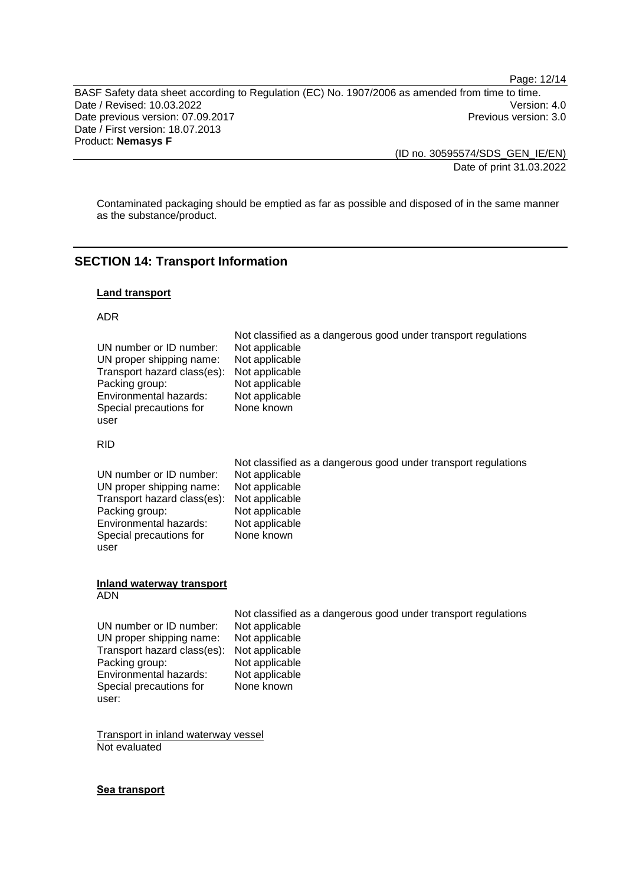Contaminated packaging should be emptied as far as possible and disposed of in the same manner as the substance/product.

## SECTION 14: Transport Information

**Land transport**

ADR

Not classified as a dangerous good under transport regulations

| | |
|---|---|
| UN number or ID number: | Not applicable |
| UN proper shipping name: | Not applicable |
| Transport hazard class(es): | Not applicable |
| Packing group: | Not applicable |
| Environmental hazards: | Not applicable |
| Special precautions for user | None known |

RID

Not classified as a dangerous good under transport regulations

| | |
|---|---|
| UN number or ID number: | Not applicable |
| UN proper shipping name: | Not applicable |
| Transport hazard class(es): | Not applicable |
| Packing group: | Not applicable |
| Environmental hazards: | Not applicable |
| Special precautions for user | None known |

**Inland waterway transport**

ADN

Not classified as a dangerous good under transport regulations

| | |
|---|---|
| UN number or ID number: | Not applicable |
| UN proper shipping name: | Not applicable |
| Transport hazard class(es): | Not applicable |
| Packing group: | Not applicable |
| Environmental hazards: | Not applicable |
| Special precautions for user: | None known |

Transport in inland waterway vessel

Not evaluated

**Sea transport**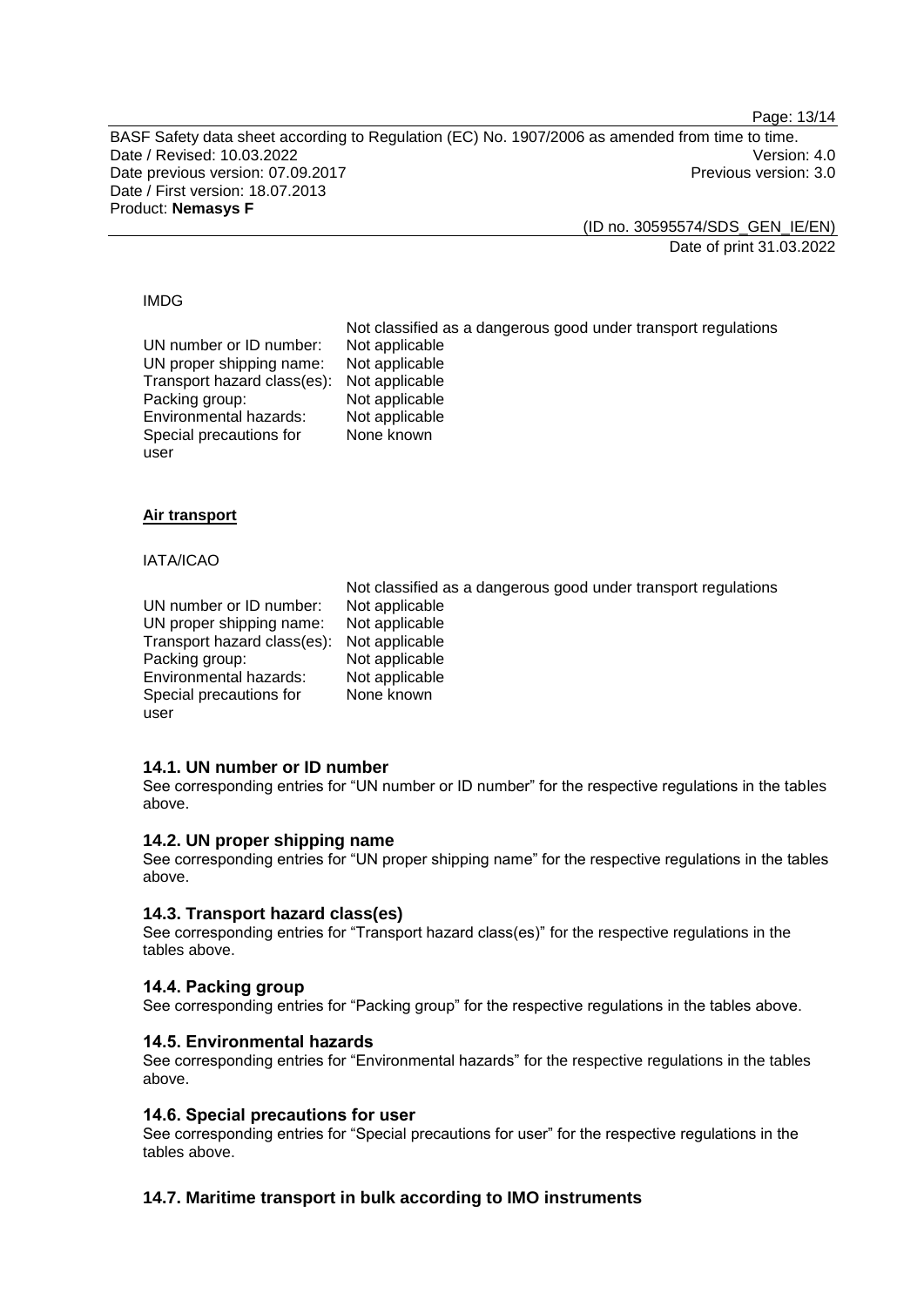IMDG

|  | Not classified as a dangerous good under transport regulations |
|---|---|
| UN number or ID number: | Not applicable |
| UN proper shipping name: | Not applicable |
| Transport hazard class(es): | Not applicable |
| Packing group: | Not applicable |
| Environmental hazards: | Not applicable |
| Special precautions for user | None known |

**Air transport**

IATA/ICAO

|  | Not classified as a dangerous good under transport regulations |
|---|---|
| UN number or ID number: | Not applicable |
| UN proper shipping name: | Not applicable |
| Transport hazard class(es): | Not applicable |
| Packing group: | Not applicable |
| Environmental hazards: | Not applicable |
| Special precautions for user | None known |

### 14.1. UN number or ID number

See corresponding entries for “UN number or ID number” for the respective regulations in the tables above.

### 14.2. UN proper shipping name

See corresponding entries for “UN proper shipping name” for the respective regulations in the tables above.

### 14.3. Transport hazard class(es)

See corresponding entries for “Transport hazard class(es)” for the respective regulations in the tables above.

### 14.4. Packing group

See corresponding entries for “Packing group” for the respective regulations in the tables above.

### 14.5. Environmental hazards

See corresponding entries for “Environmental hazards” for the respective regulations in the tables above.

### 14.6. Special precautions for user

See corresponding entries for “Special precautions for user” for the respective regulations in the tables above.

### 14.7. Maritime transport in bulk according to IMO instruments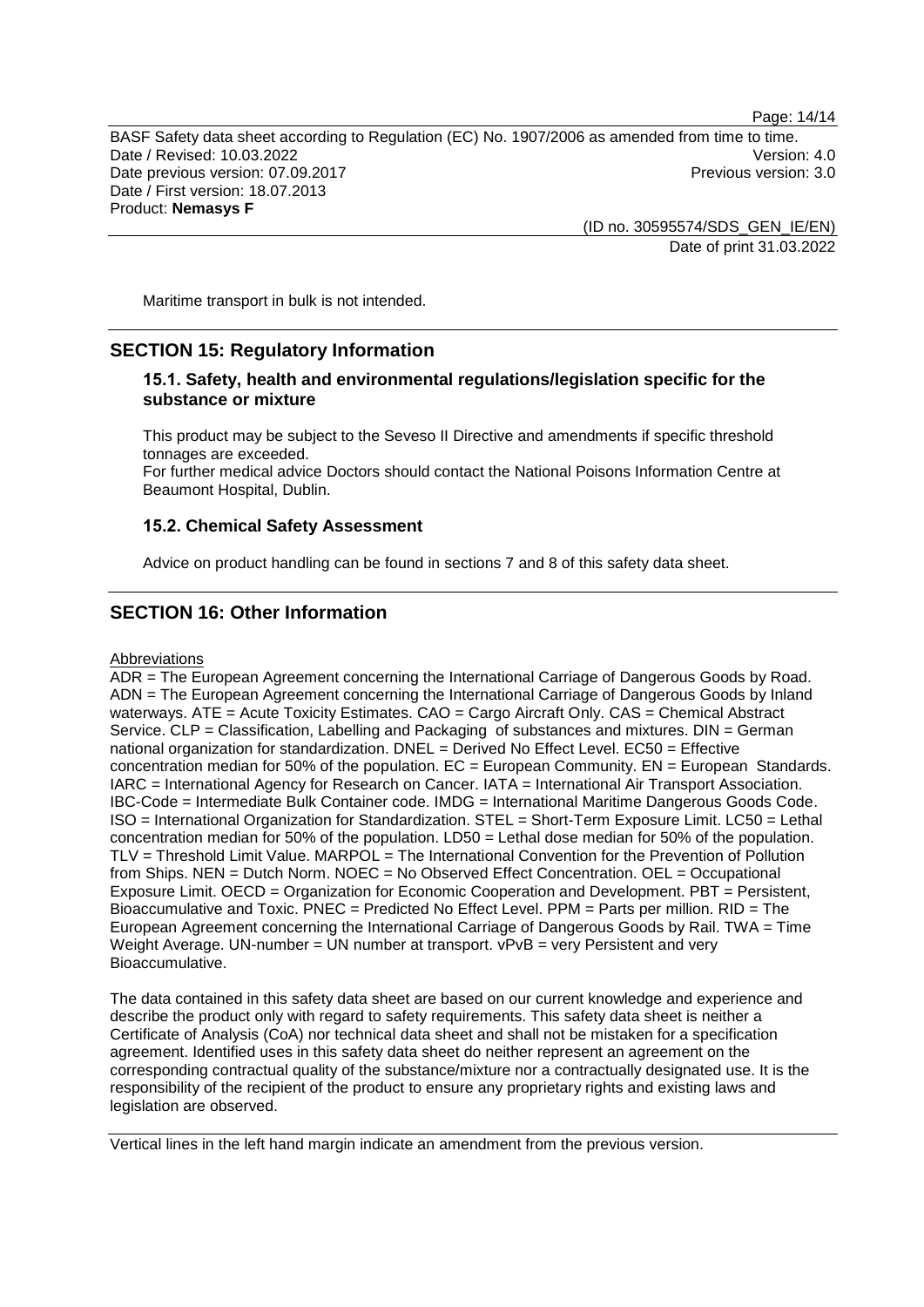Maritime transport in bulk is not intended.

## SECTION 15: Regulatory Information

### 15.1. Safety, health and environmental regulations/legislation specific for the substance or mixture

This product may be subject to the Seveso II Directive and amendments if specific threshold tonnages are exceeded.
For further medical advice Doctors should contact the National Poisons Information Centre at Beaumont Hospital, Dublin.

### 15.2. Chemical Safety Assessment

Advice on product handling can be found in sections 7 and 8 of this safety data sheet.

## SECTION 16: Other Information

Abbreviations

ADR = The European Agreement concerning the International Carriage of Dangerous Goods by Road. ADN = The European Agreement concerning the International Carriage of Dangerous Goods by Inland waterways. ATE = Acute Toxicity Estimates. CAO = Cargo Aircraft Only. CAS = Chemical Abstract Service. CLP = Classification, Labelling and Packaging of substances and mixtures. DIN = German national organization for standardization. DNEL = Derived No Effect Level. EC50 = Effective concentration median for 50% of the population. EC = European Community. EN = European Standards. IARC = International Agency for Research on Cancer. IATA = International Air Transport Association. IBC-Code = Intermediate Bulk Container code. IMDG = International Maritime Dangerous Goods Code. ISO = International Organization for Standardization. STEL = Short-Term Exposure Limit. LC50 = Lethal concentration median for 50% of the population. LD50 = Lethal dose median for 50% of the population. TLV = Threshold Limit Value. MARPOL = The International Convention for the Prevention of Pollution from Ships. NEN = Dutch Norm. NOEC = No Observed Effect Concentration. OEL = Occupational Exposure Limit. OECD = Organization for Economic Cooperation and Development. PBT = Persistent, Bioaccumulative and Toxic. PNEC = Predicted No Effect Level. PPM = Parts per million. RID = The European Agreement concerning the International Carriage of Dangerous Goods by Rail. TWA = Time Weight Average. UN-number = UN number at transport. vPvB = very Persistent and very Bioaccumulative.

The data contained in this safety data sheet are based on our current knowledge and experience and describe the product only with regard to safety requirements. This safety data sheet is neither a Certificate of Analysis (CoA) nor technical data sheet and shall not be mistaken for a specification agreement. Identified uses in this safety data sheet do neither represent an agreement on the corresponding contractual quality of the substance/mixture nor a contractually designated use. It is the responsibility of the recipient of the product to ensure any proprietary rights and existing laws and legislation are observed.

Vertical lines in the left hand margin indicate an amendment from the previous version.